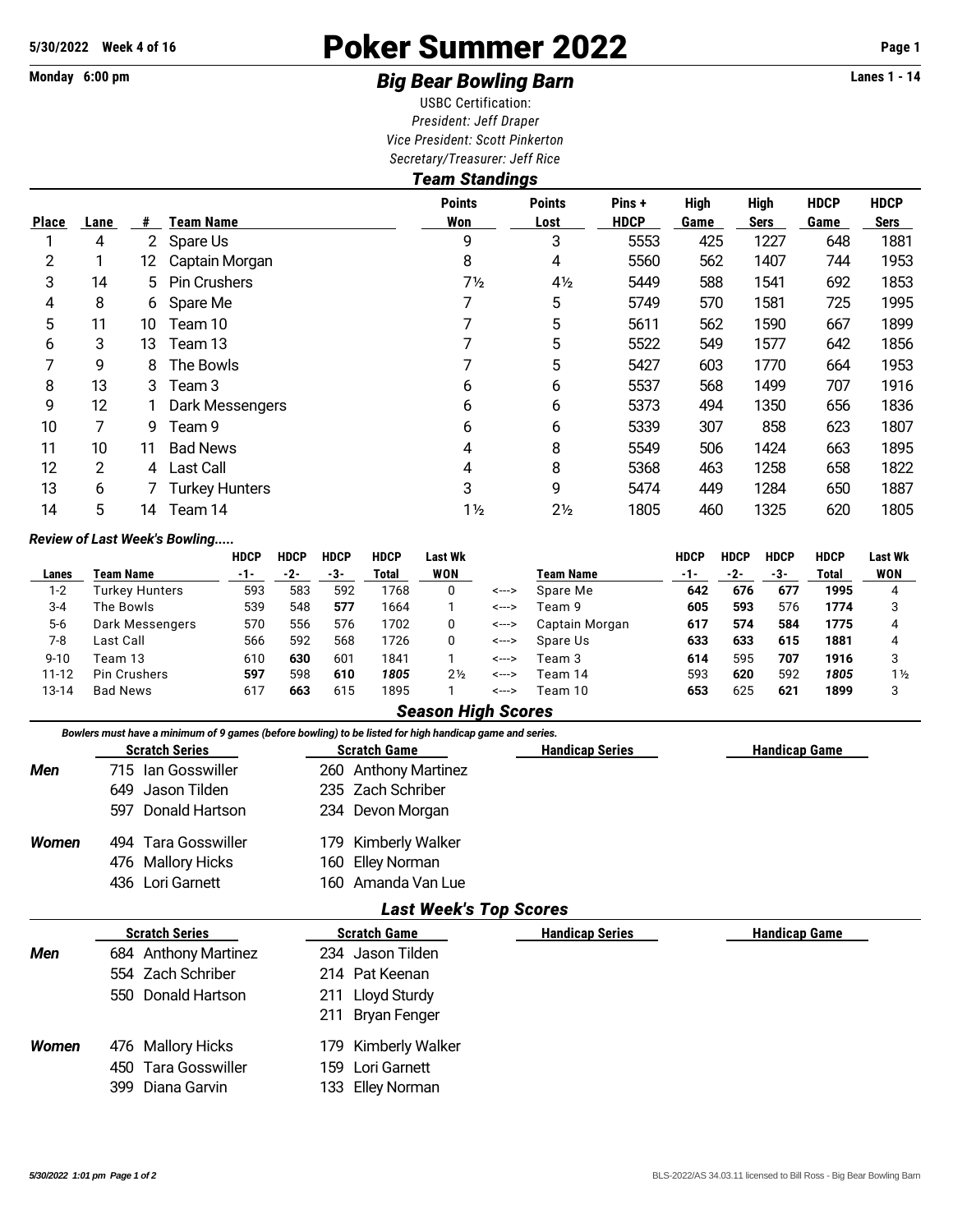5/30/2022 Week 4 of 16

# Poker Summer 2022

Monday 6:00 pm

## *Big Bear Bowling Barn*

Lanes 1 - 14

USBC Certification:
*President: Jeff Draper*
*Vice President: Scott Pinkerton*
*Secretary/Treasurer: Jeff Rice*

### *Team Standings*

| Place | Lane | # | Team Name | Points Won | Points Lost | Pins + HDCP | High Game | High Sers | HDCP Game | HDCP Sers |
|---|---|---|---|---|---|---|---|---|---|---|
| 1 | 4 | 2 | Spare Us | 9 | 3 | 5553 | 425 | 1227 | 648 | 1881 |
| 2 | 1 | 12 | Captain Morgan | 8 | 4 | 5560 | 562 | 1407 | 744 | 1953 |
| 3 | 14 | 5 | Pin Crushers | 7½ | 4½ | 5449 | 588 | 1541 | 692 | 1853 |
| 4 | 8 | 6 | Spare Me | 7 | 5 | 5749 | 570 | 1581 | 725 | 1995 |
| 5 | 11 | 10 | Team 10 | 7 | 5 | 5611 | 562 | 1590 | 667 | 1899 |
| 6 | 3 | 13 | Team 13 | 7 | 5 | 5522 | 549 | 1577 | 642 | 1856 |
| 7 | 9 | 8 | The Bowls | 7 | 5 | 5427 | 603 | 1770 | 664 | 1953 |
| 8 | 13 | 3 | Team 3 | 6 | 6 | 5537 | 568 | 1499 | 707 | 1916 |
| 9 | 12 | 1 | Dark Messengers | 6 | 6 | 5373 | 494 | 1350 | 656 | 1836 |
| 10 | 7 | 9 | Team 9 | 6 | 6 | 5339 | 307 | 858 | 623 | 1807 |
| 11 | 10 | 11 | Bad News | 4 | 8 | 5549 | 506 | 1424 | 663 | 1895 |
| 12 | 2 | 4 | Last Call | 4 | 8 | 5368 | 463 | 1258 | 658 | 1822 |
| 13 | 6 | 7 | Turkey Hunters | 3 | 9 | 5474 | 449 | 1284 | 650 | 1887 |
| 14 | 5 | 14 | Team 14 | 1½ | 2½ | 1805 | 460 | 1325 | 620 | 1805 |

*Review of Last Week's Bowling.....*

| Lanes | Team Name | HDCP -1- | HDCP -2- | HDCP -3- | HDCP Total | Last Wk WON | | Team Name | HDCP -1- | HDCP -2- | HDCP -3- | HDCP Total | Last Wk WON |
|---|---|---|---|---|---|---|---|---|---|---|---|---|---|
| 1-2 | Turkey Hunters | 593 | 583 | 592 | 1768 | 0 | <---> | Spare Me | **642** | **676** | **677** | **1995** | 4 |
| 3-4 | The Bowls | 539 | 548 | **577** | 1664 | 1 | <---> | Team 9 | **605** | **593** | 576 | **1774** | 3 |
| 5-6 | Dark Messengers | 570 | 556 | 576 | 1702 | 0 | <---> | Captain Morgan | **617** | **574** | **584** | **1775** | 4 |
| 7-8 | Last Call | 566 | 592 | 568 | 1726 | 0 | <---> | Spare Us | **633** | **633** | **615** | **1881** | 4 |
| 9-10 | Team 13 | 610 | **630** | 601 | 1841 | 1 | <---> | Team 3 | **614** | 595 | **707** | **1916** | 3 |
| 11-12 | Pin Crushers | **597** | 598 | **610** | *1805* | 2½ | <---> | Team 14 | 593 | **620** | 592 | *1805* | 1½ |
| 13-14 | Bad News | 617 | **663** | 615 | 1895 | 1 | <---> | Team 10 | **653** | 625 | **621** | **1899** | 3 |

### *Season High Scores*

*Bowlers must have a minimum of 9 games (before bowling) to be listed for high handicap game and series.*

| | Scratch Series | Scratch Game | Handicap Series | Handicap Game |
|---|---|---|---|---|
| ***Men*** | 715 Ian Gosswiller | 260 Anthony Martinez | | |
| | 649 Jason Tilden | 235 Zach Schriber | | |
| | 597 Donald Hartson | 234 Devon Morgan | | |
| ***Women*** | 494 Tara Gosswiller | 179 Kimberly Walker | | |
| | 476 Mallory Hicks | 160 Elley Norman | | |
| | 436 Lori Garnett | 160 Amanda Van Lue | | |

### *Last Week's Top Scores*

| | Scratch Series | Scratch Game | Handicap Series | Handicap Game |
|---|---|---|---|---|
| ***Men*** | 684 Anthony Martinez | 234 Jason Tilden | | |
| | 554 Zach Schriber | 214 Pat Keenan | | |
| | 550 Donald Hartson | 211 Lloyd Sturdy | | |
| | | 211 Bryan Fenger | | |
| ***Women*** | 476 Mallory Hicks | 179 Kimberly Walker | | |
| | 450 Tara Gosswiller | 159 Lori Garnett | | |
| | 399 Diana Garvin | 133 Elley Norman | | |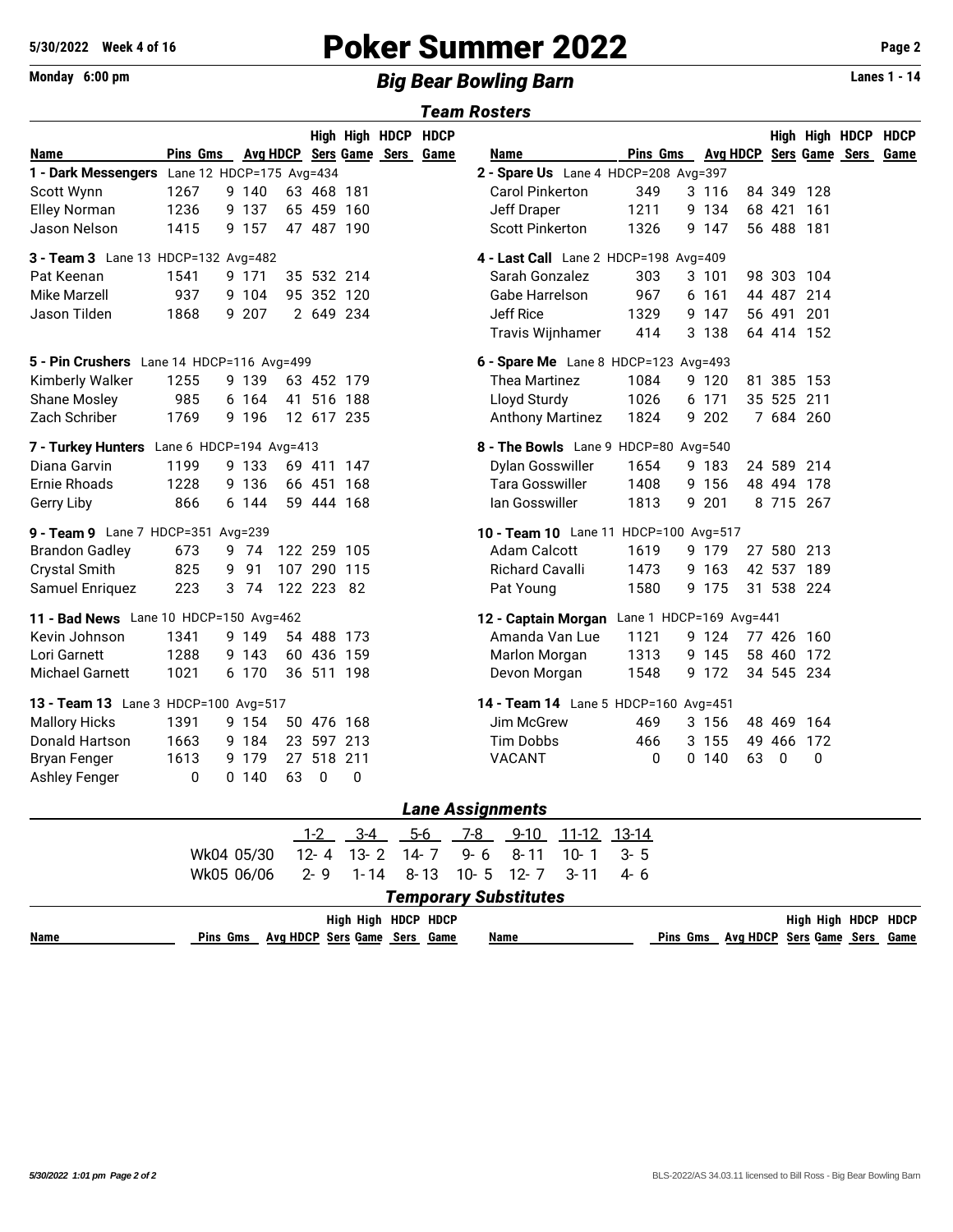# Poker Summer 2022

5/30/2022 Week 4 of 16

Monday 6:00 pm

## *Big Bear Bowling Barn*

Lanes 1 - 14

### *Team Rosters*

| Name | Pins | Gms | Avg | HDCP | High Sers | High Game | HDCP Sers | HDCP Game |
|---|---|---|---|---|---|---|---|---|
| **1 - Dark Messengers** Lane 12 HDCP=175 Avg=434 | | | | | | | | |
| Scott Wynn | 1267 | 9 | 140 | 63 | 468 | 181 | | |
| Elley Norman | 1236 | 9 | 137 | 65 | 459 | 160 | | |
| Jason Nelson | 1415 | 9 | 157 | 47 | 487 | 190 | | |
| **2 - Spare Us** Lane 4 HDCP=208 Avg=397 | | | | | | | | |
| Carol Pinkerton | 349 | 3 | 116 | 84 | 349 | 128 | | |
| Jeff Draper | 1211 | 9 | 134 | 68 | 421 | 161 | | |
| Scott Pinkerton | 1326 | 9 | 147 | 56 | 488 | 181 | | |
| **3 - Team 3** Lane 13 HDCP=132 Avg=482 | | | | | | | | |
| Pat Keenan | 1541 | 9 | 171 | 35 | 532 | 214 | | |
| Mike Marzell | 937 | 9 | 104 | 95 | 352 | 120 | | |
| Jason Tilden | 1868 | 9 | 207 | 2 | 649 | 234 | | |
| **4 - Last Call** Lane 2 HDCP=198 Avg=409 | | | | | | | | |
| Sarah Gonzalez | 303 | 3 | 101 | 98 | 303 | 104 | | |
| Gabe Harrelson | 967 | 6 | 161 | 44 | 487 | 214 | | |
| Jeff Rice | 1329 | 9 | 147 | 56 | 491 | 201 | | |
| Travis Wijnhamer | 414 | 3 | 138 | 64 | 414 | 152 | | |
| **5 - Pin Crushers** Lane 14 HDCP=116 Avg=499 | | | | | | | | |
| Kimberly Walker | 1255 | 9 | 139 | 63 | 452 | 179 | | |
| Shane Mosley | 985 | 6 | 164 | 41 | 516 | 188 | | |
| Zach Schriber | 1769 | 9 | 196 | 12 | 617 | 235 | | |
| **6 - Spare Me** Lane 8 HDCP=123 Avg=493 | | | | | | | | |
| Thea Martinez | 1084 | 9 | 120 | 81 | 385 | 153 | | |
| Lloyd Sturdy | 1026 | 6 | 171 | 35 | 525 | 211 | | |
| Anthony Martinez | 1824 | 9 | 202 | 7 | 684 | 260 | | |
| **7 - Turkey Hunters** Lane 6 HDCP=194 Avg=413 | | | | | | | | |
| Diana Garvin | 1199 | 9 | 133 | 69 | 411 | 147 | | |
| Ernie Rhoads | 1228 | 9 | 136 | 66 | 451 | 168 | | |
| Gerry Liby | 866 | 6 | 144 | 59 | 444 | 168 | | |
| **8 - The Bowls** Lane 9 HDCP=80 Avg=540 | | | | | | | | |
| Dylan Gosswiller | 1654 | 9 | 183 | 24 | 589 | 214 | | |
| Tara Gosswiller | 1408 | 9 | 156 | 48 | 494 | 178 | | |
| Ian Gosswiller | 1813 | 9 | 201 | 8 | 715 | 267 | | |
| **9 - Team 9** Lane 7 HDCP=351 Avg=239 | | | | | | | | |
| Brandon Gadley | 673 | 9 | 74 | 122 | 259 | 105 | | |
| Crystal Smith | 825 | 9 | 91 | 107 | 290 | 115 | | |
| Samuel Enriquez | 223 | 3 | 74 | 122 | 223 | 82 | | |
| **10 - Team 10** Lane 11 HDCP=100 Avg=517 | | | | | | | | |
| Adam Calcott | 1619 | 9 | 179 | 27 | 580 | 213 | | |
| Richard Cavalli | 1473 | 9 | 163 | 42 | 537 | 189 | | |
| Pat Young | 1580 | 9 | 175 | 31 | 538 | 224 | | |
| **11 - Bad News** Lane 10 HDCP=150 Avg=462 | | | | | | | | |
| Kevin Johnson | 1341 | 9 | 149 | 54 | 488 | 173 | | |
| Lori Garnett | 1288 | 9 | 143 | 60 | 436 | 159 | | |
| Michael Garnett | 1021 | 6 | 170 | 36 | 511 | 198 | | |
| **12 - Captain Morgan** Lane 1 HDCP=169 Avg=441 | | | | | | | | |
| Amanda Van Lue | 1121 | 9 | 124 | 77 | 426 | 160 | | |
| Marlon Morgan | 1313 | 9 | 145 | 58 | 460 | 172 | | |
| Devon Morgan | 1548 | 9 | 172 | 34 | 545 | 234 | | |
| **13 - Team 13** Lane 3 HDCP=100 Avg=517 | | | | | | | | |
| Mallory Hicks | 1391 | 9 | 154 | 50 | 476 | 168 | | |
| Donald Hartson | 1663 | 9 | 184 | 23 | 597 | 213 | | |
| Bryan Fenger | 1613 | 9 | 179 | 27 | 518 | 211 | | |
| Ashley Fenger | 0 | 0 | 140 | 63 | 0 | 0 | | |
| **14 - Team 14** Lane 5 HDCP=160 Avg=451 | | | | | | | | |
| Jim McGrew | 469 | 3 | 156 | 48 | 469 | 164 | | |
| Tim Dobbs | 466 | 3 | 155 | 49 | 466 | 172 | | |
| VACANT | 0 | 0 | 140 | 63 | 0 | 0 | | |

### *Lane Assignments*

| | 1-2 | 3-4 | 5-6 | 7-8 | 9-10 | 11-12 | 13-14 |
|---|---|---|---|---|---|---|---|
| Wk04 05/30 | 12- 4 | 13- 2 | 14- 7 | 9- 6 | 8-11 | 10- 1 | 3- 5 |
| Wk05 06/06 | 2- 9 | 1-14 | 8-13 | 10- 5 | 12- 7 | 3-11 | 4- 6 |

### *Temporary Substitutes*

| Name | Pins | Gms | Avg | HDCP | High Sers | High Game | HDCP Sers | HDCP Game |
|---|---|---|---|---|---|---|---|---|